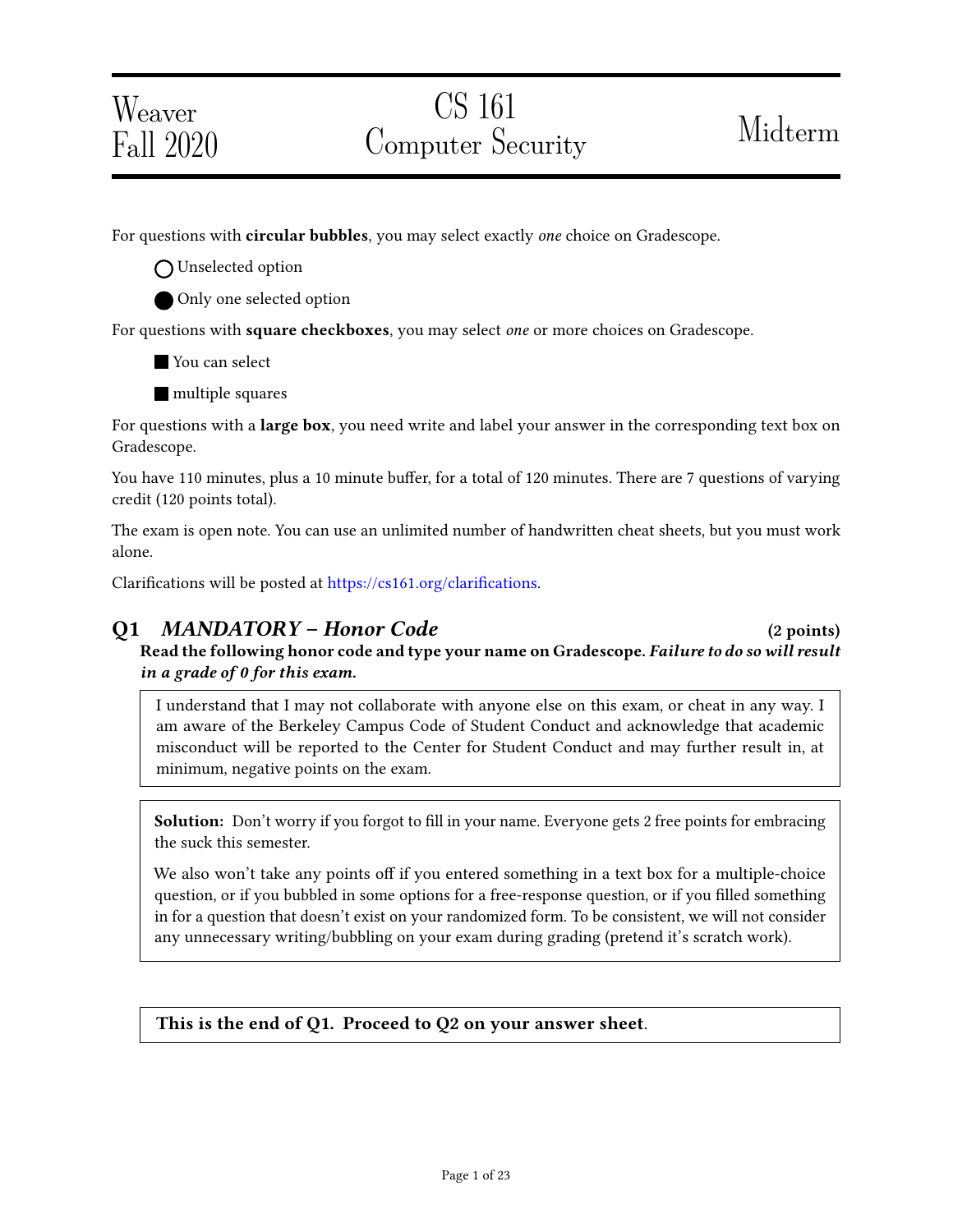Weaver
Fall 2020

# CS 161 Computer Security

Midterm

For questions with **circular bubbles**, you may select exactly *one* choice on Gradescope.

◯ Unselected option

⬤ Only one selected option

For questions with **square checkboxes**, you may select *one* or more choices on Gradescope.

■ You can select

■ multiple squares

For questions with a **large box**, you need write and label your answer in the corresponding text box on Gradescope.

You have 110 minutes, plus a 10 minute buffer, for a total of 120 minutes. There are 7 questions of varying credit (120 points total).

The exam is open note. You can use an unlimited number of handwritten cheat sheets, but you must work alone.

Clarifications will be posted at https://cs161.org/clarifications.

## Q1 *MANDATORY – Honor Code* (2 points)

**Read the following honor code and type your name on Gradescope.** ***Failure to do so will result in a grade of 0 for this exam.***

I understand that I may not collaborate with anyone else on this exam, or cheat in any way. I am aware of the Berkeley Campus Code of Student Conduct and acknowledge that academic misconduct will be reported to the Center for Student Conduct and may further result in, at minimum, negative points on the exam.

**Solution:** Don't worry if you forgot to fill in your name. Everyone gets 2 free points for embracing the suck this semester.

We also won't take any points off if you entered something in a text box for a multiple-choice question, or if you bubbled in some options for a free-response question, or if you filled something in for a question that doesn't exist on your randomized form. To be consistent, we will not consider any unnecessary writing/bubbling on your exam during grading (pretend it's scratch work).

**This is the end of Q1. Proceed to Q2 on your answer sheet**.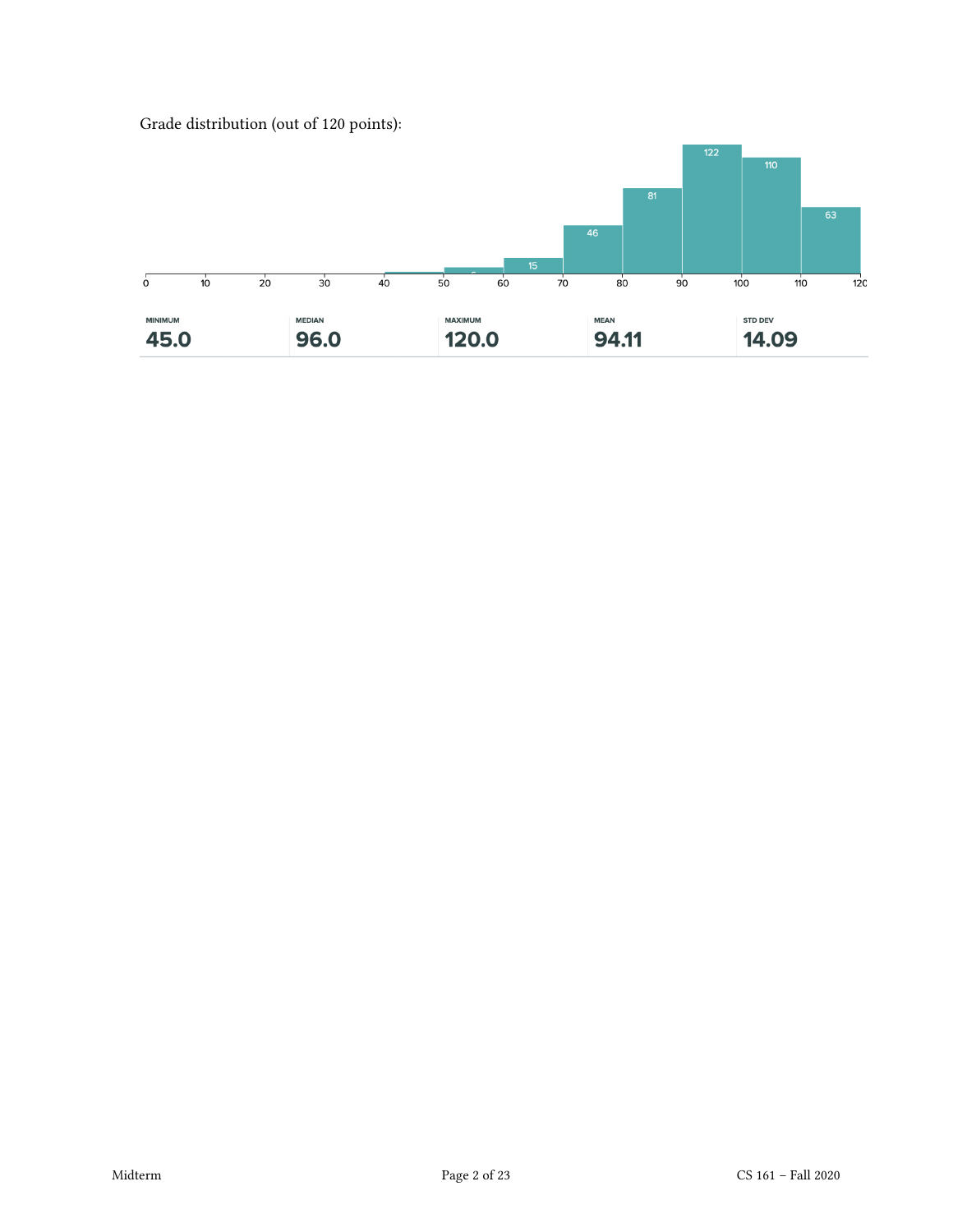Grade distribution (out of 120 points):

| MINIMUM | MEDIAN | MAXIMUM | MEAN | STD DEV |
| --- | --- | --- | --- | --- |
| 45.0 | 96.0 | 120.0 | 94.11 | 14.09 |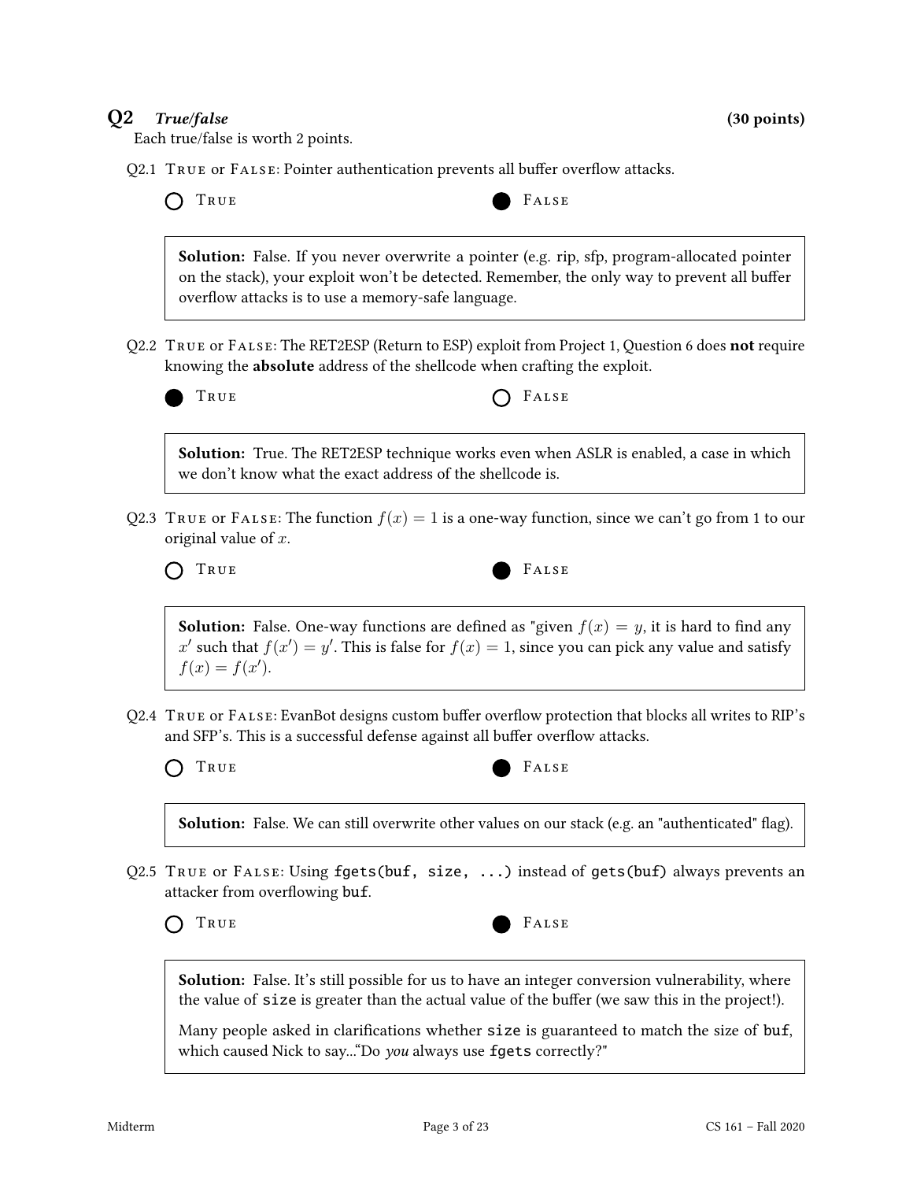## Q2 *True/false* **(30 points)**

Each true/false is worth 2 points.

Q2.1 TRUE or FALSE: Pointer authentication prevents all buffer overflow attacks.

○ TRUE ● FALSE

> **Solution:** False. If you never overwrite a pointer (e.g. rip, sfp, program-allocated pointer on the stack), your exploit won't be detected. Remember, the only way to prevent all buffer overflow attacks is to use a memory-safe language.

Q2.2 TRUE or FALSE: The RET2ESP (Return to ESP) exploit from Project 1, Question 6 does **not** require knowing the **absolute** address of the shellcode when crafting the exploit.

● TRUE ○ FALSE

> **Solution:** True. The RET2ESP technique works even when ASLR is enabled, a case in which we don't know what the exact address of the shellcode is.

Q2.3 TRUE or FALSE: The function $f(x) = 1$ is a one-way function, since we can't go from 1 to our original value of $x$.

○ TRUE ● FALSE

> **Solution:** False. One-way functions are defined as "given $f(x) = y$, it is hard to find any $x'$ such that $f(x') = y'$. This is false for $f(x) = 1$, since you can pick any value and satisfy $f(x) = f(x')$.

Q2.4 TRUE or FALSE: EvanBot designs custom buffer overflow protection that blocks all writes to RIP's and SFP's. This is a successful defense against all buffer overflow attacks.

○ TRUE ● FALSE

> **Solution:** False. We can still overwrite other values on our stack (e.g. an "authenticated" flag).

Q2.5 TRUE or FALSE: Using `fgets(buf, size, ...)` instead of `gets(buf)` always prevents an attacker from overflowing `buf`.

○ TRUE ● FALSE

> **Solution:** False. It's still possible for us to have an integer conversion vulnerability, where the value of `size` is greater than the actual value of the buffer (we saw this in the project!).
>
> Many people asked in clarifications whether `size` is guaranteed to match the size of `buf`, which caused Nick to say..."Do *you* always use `fgets` correctly?"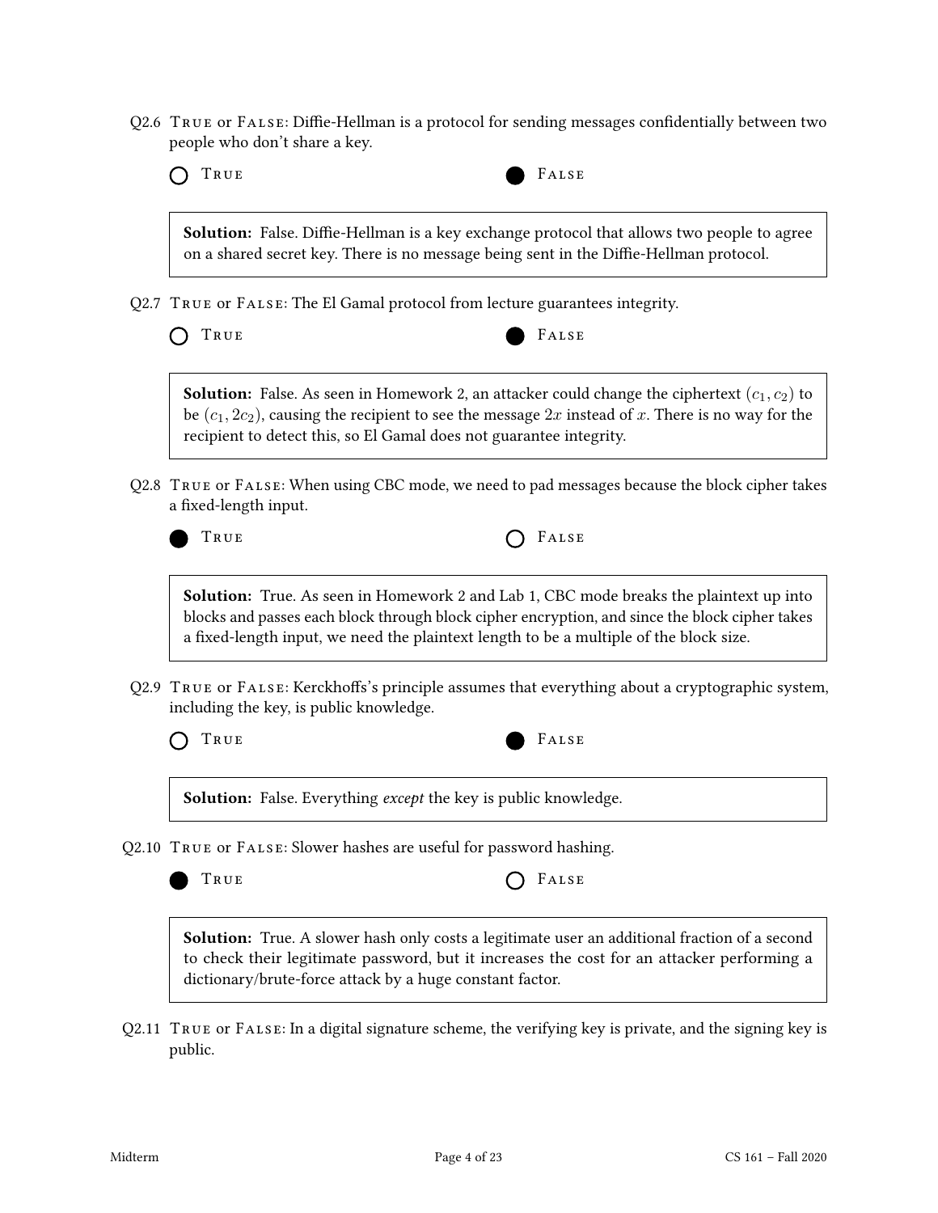Q2.6 True or False: Diffie-Hellman is a protocol for sending messages confidentially between two people who don't share a key.

○ True ● False

**Solution:** False. Diffie-Hellman is a key exchange protocol that allows two people to agree on a shared secret key. There is no message being sent in the Diffie-Hellman protocol.

Q2.7 True or False: The El Gamal protocol from lecture guarantees integrity.

○ True ● False

**Solution:** False. As seen in Homework 2, an attacker could change the ciphertext $(c_1, c_2)$ to be $(c_1, 2c_2)$, causing the recipient to see the message $2x$ instead of $x$. There is no way for the recipient to detect this, so El Gamal does not guarantee integrity.

Q2.8 True or False: When using CBC mode, we need to pad messages because the block cipher takes a fixed-length input.

● True ○ False

**Solution:** True. As seen in Homework 2 and Lab 1, CBC mode breaks the plaintext up into blocks and passes each block through block cipher encryption, and since the block cipher takes a fixed-length input, we need the plaintext length to be a multiple of the block size.

Q2.9 True or False: Kerckhoffs's principle assumes that everything about a cryptographic system, including the key, is public knowledge.

○ True ● False

**Solution:** False. Everything *except* the key is public knowledge.

Q2.10 True or False: Slower hashes are useful for password hashing.

● True ○ False

**Solution:** True. A slower hash only costs a legitimate user an additional fraction of a second to check their legitimate password, but it increases the cost for an attacker performing a dictionary/brute-force attack by a huge constant factor.

Q2.11 True or False: In a digital signature scheme, the verifying key is private, and the signing key is public.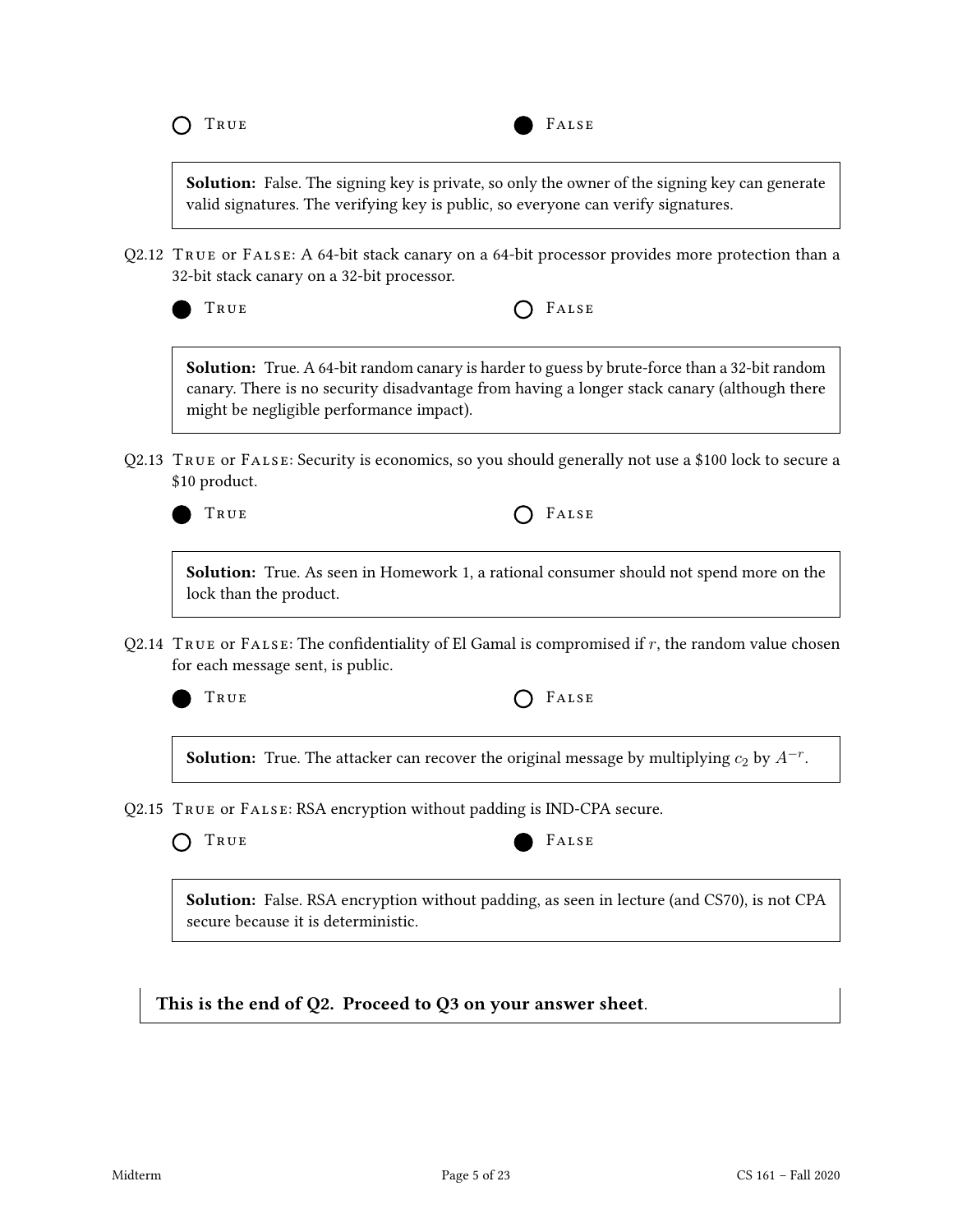○ True ● False

**Solution:** False. The signing key is private, so only the owner of the signing key can generate valid signatures. The verifying key is public, so everyone can verify signatures.

Q2.12 True or False: A 64-bit stack canary on a 64-bit processor provides more protection than a 32-bit stack canary on a 32-bit processor.

● True ○ False

**Solution:** True. A 64-bit random canary is harder to guess by brute-force than a 32-bit random canary. There is no security disadvantage from having a longer stack canary (although there might be negligible performance impact).

Q2.13 True or False: Security is economics, so you should generally not use a $100 lock to secure a $10 product.

● True ○ False

**Solution:** True. As seen in Homework 1, a rational consumer should not spend more on the lock than the product.

Q2.14 True or False: The confidentiality of El Gamal is compromised if $r$, the random value chosen for each message sent, is public.

● True ○ False

**Solution:** True. The attacker can recover the original message by multiplying $c_2$ by $A^{-r}$.

Q2.15 True or False: RSA encryption without padding is IND-CPA secure.

○ True ● False

**Solution:** False. RSA encryption without padding, as seen in lecture (and CS70), is not CPA secure because it is deterministic.

**This is the end of Q2. Proceed to Q3 on your answer sheet.**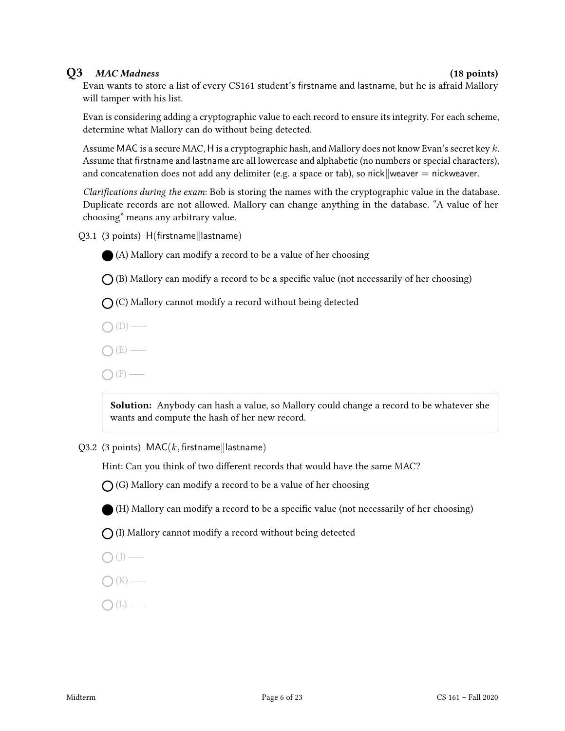## Q3 *MAC Madness* (18 points)

Evan wants to store a list of every CS161 student's firstname and lastname, but he is afraid Mallory will tamper with his list.

Evan is considering adding a cryptographic value to each record to ensure its integrity. For each scheme, determine what Mallory can do without being detected.

Assume MAC is a secure MAC, H is a cryptographic hash, and Mallory does not know Evan's secret key $k$. Assume that firstname and lastname are all lowercase and alphabetic (no numbers or special characters), and concatenation does not add any delimiter (e.g. a space or tab), so nick$\|$weaver = nickweaver.

*Clarifications during the exam*: Bob is storing the names with the cryptographic value in the database. Duplicate records are not allowed. Mallory can change anything in the database. "A value of her choosing" means any arbitrary value.

Q3.1 (3 points) H(firstname$\|$lastname)

- ● (A) Mallory can modify a record to be a value of her choosing
- ○ (B) Mallory can modify a record to be a specific value (not necessarily of her choosing)
- ○ (C) Mallory cannot modify a record without being detected
- ○ (D) ——
- ○ (E) ——
- ○ (F) ——

> **Solution:** Anybody can hash a value, so Mallory could change a record to be whatever she wants and compute the hash of her new record.

Q3.2 (3 points) MAC($k$, firstname$\|$lastname)

Hint: Can you think of two different records that would have the same MAC?

- ○ (G) Mallory can modify a record to be a value of her choosing
- ● (H) Mallory can modify a record to be a specific value (not necessarily of her choosing)
- ○ (I) Mallory cannot modify a record without being detected
- ○ (J) ——
- ○ (K) ——
- ○ (L) ——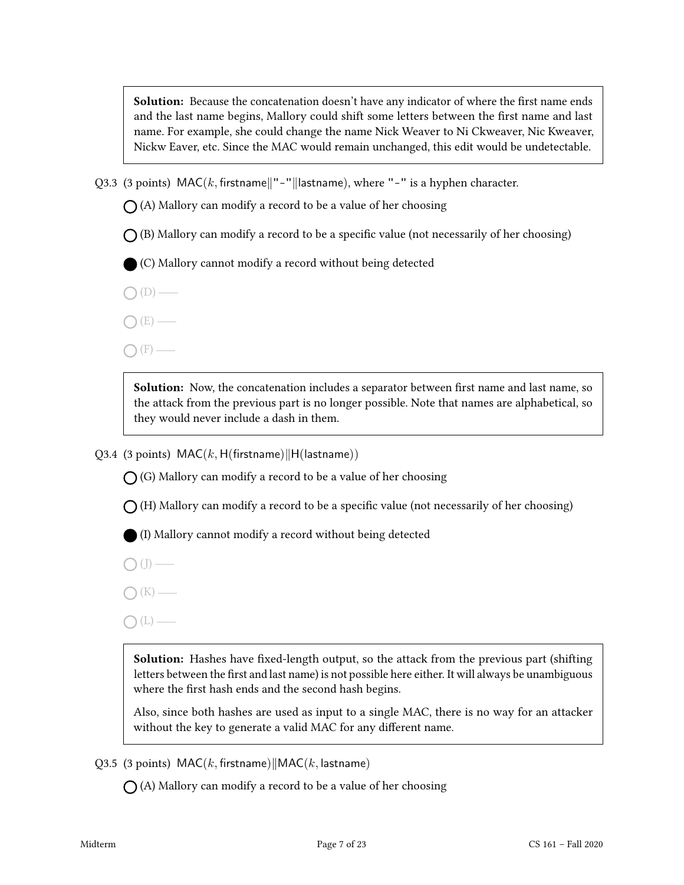**Solution:** Because the concatenation doesn't have any indicator of where the first name ends and the last name begins, Mallory could shift some letters between the first name and last name. For example, she could change the name Nick Weaver to Ni Ckweaver, Nic Kweaver, Nickw Eaver, etc. Since the MAC would remain unchanged, this edit would be undetectable.

Q3.3 (3 points) $\mathsf{MAC}(k, \mathsf{firstname} \| \texttt{"-"} \| \mathsf{lastname})$, where "-" is a hyphen character.

- ○ (A) Mallory can modify a record to be a value of her choosing
- ○ (B) Mallory can modify a record to be a specific value (not necessarily of her choosing)
- ● (C) Mallory cannot modify a record without being detected
- ○ (D) ——
- ○ (E) ——
- ○ (F) ——

**Solution:** Now, the concatenation includes a separator between first name and last name, so the attack from the previous part is no longer possible. Note that names are alphabetical, so they would never include a dash in them.

Q3.4 (3 points) $\mathsf{MAC}(k, \mathsf{H}(\mathsf{firstname}) \| \mathsf{H}(\mathsf{lastname}))$

- ○ (G) Mallory can modify a record to be a value of her choosing
- ○ (H) Mallory can modify a record to be a specific value (not necessarily of her choosing)
- ● (I) Mallory cannot modify a record without being detected
- ○ (J) ——
- ○ (K) ——
- ○ (L) ——

**Solution:** Hashes have fixed-length output, so the attack from the previous part (shifting letters between the first and last name) is not possible here either. It will always be unambiguous where the first hash ends and the second hash begins.

Also, since both hashes are used as input to a single MAC, there is no way for an attacker without the key to generate a valid MAC for any different name.

Q3.5 (3 points) $\mathsf{MAC}(k, \mathsf{firstname}) \| \mathsf{MAC}(k, \mathsf{lastname})$

- ○ (A) Mallory can modify a record to be a value of her choosing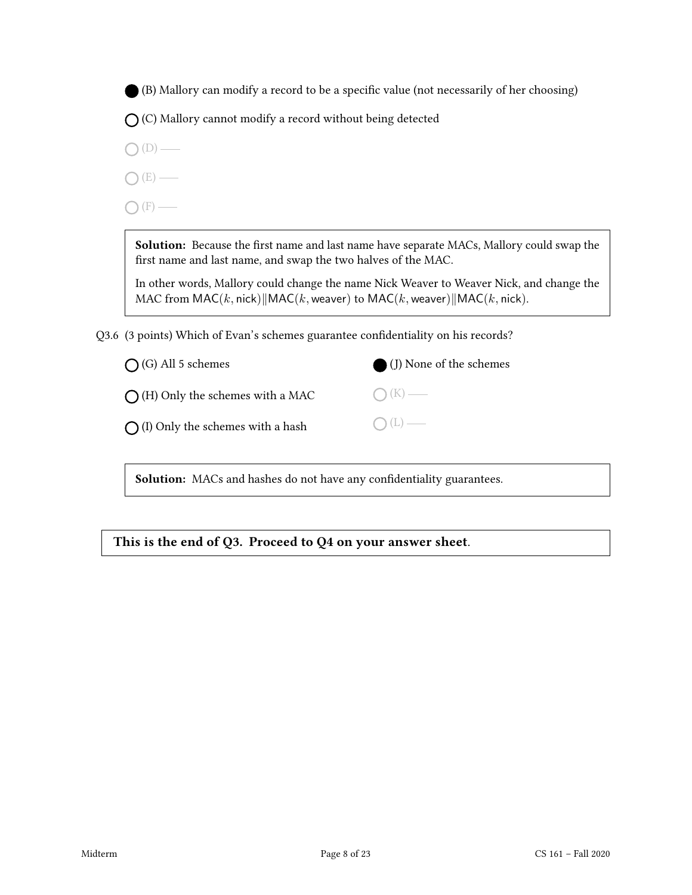● (B) Mallory can modify a record to be a specific value (not necessarily of her choosing)

○ (C) Mallory cannot modify a record without being detected

○ (D) ——

○ (E) ——

○ (F) ——

> **Solution:** Because the first name and last name have separate MACs, Mallory could swap the first name and last name, and swap the two halves of the MAC.
>
> In other words, Mallory could change the name Nick Weaver to Weaver Nick, and change the MAC from $\mathsf{MAC}(k, \mathsf{nick}) \| \mathsf{MAC}(k, \mathsf{weaver})$ to $\mathsf{MAC}(k, \mathsf{weaver}) \| \mathsf{MAC}(k, \mathsf{nick})$.

Q3.6 (3 points) Which of Evan's schemes guarantee confidentiality on his records?

○ (G) All 5 schemes

○ (H) Only the schemes with a MAC

○ (I) Only the schemes with a hash

● (J) None of the schemes

○ (K) ——

○ (L) ——

> **Solution:** MACs and hashes do not have any confidentiality guarantees.

**This is the end of Q3. Proceed to Q4 on your answer sheet.**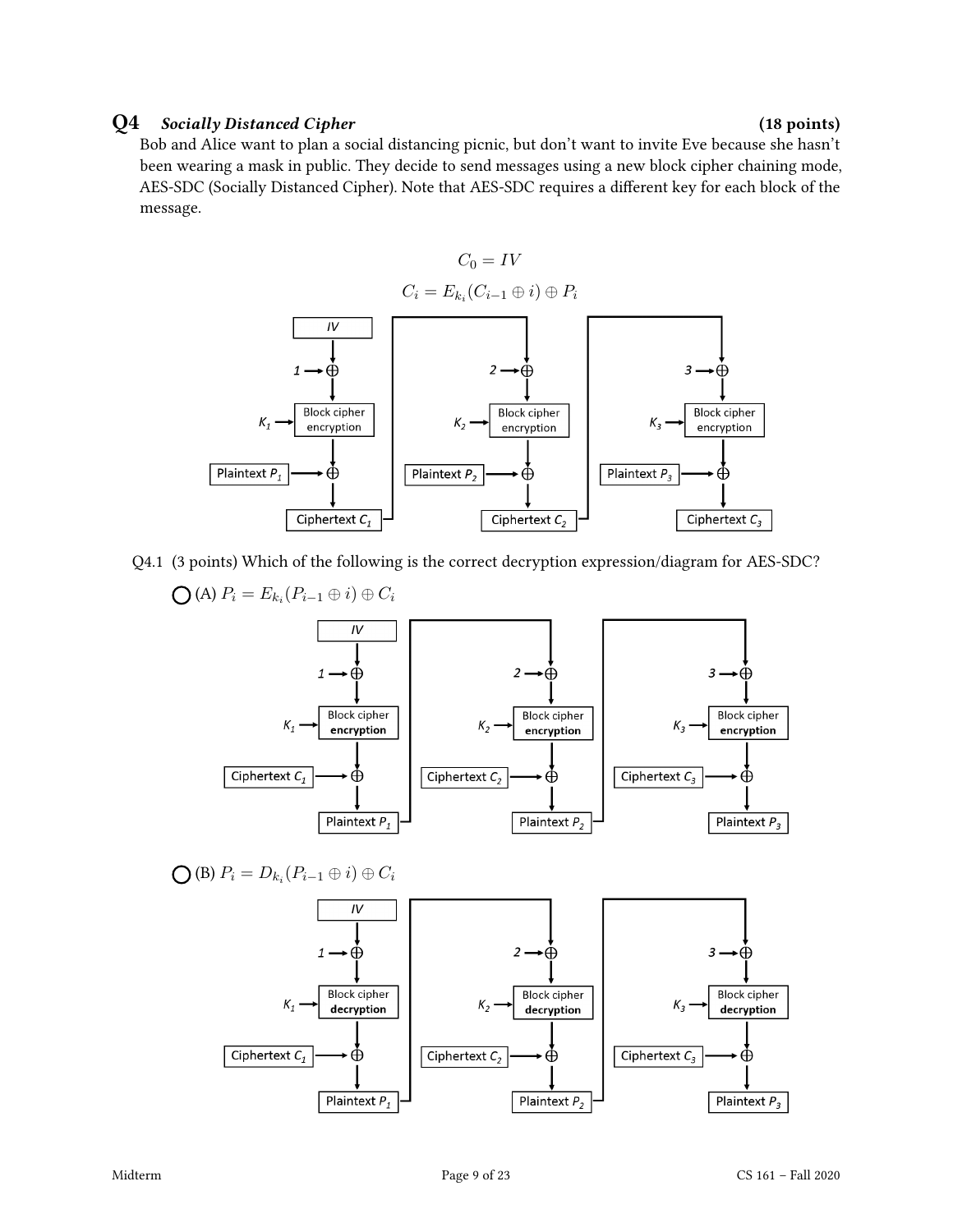## Q4 *Socially Distanced Cipher* (18 points)

Bob and Alice want to plan a social distancing picnic, but don't want to invite Eve because she hasn't been wearing a mask in public. They decide to send messages using a new block cipher chaining mode, AES-SDC (Socially Distanced Cipher). Note that AES-SDC requires a different key for each block of the message.

$$C_0 = IV$$

$$C_i = E_{k_i}(C_{i-1} \oplus i) \oplus P_i$$

Q4.1 (3 points) Which of the following is the correct decryption expression/diagram for AES-SDC?

◯ (A) $P_i = E_{k_i}(P_{i-1} \oplus i) \oplus C_i$

◯ (B) $P_i = D_{k_i}(P_{i-1} \oplus i) \oplus C_i$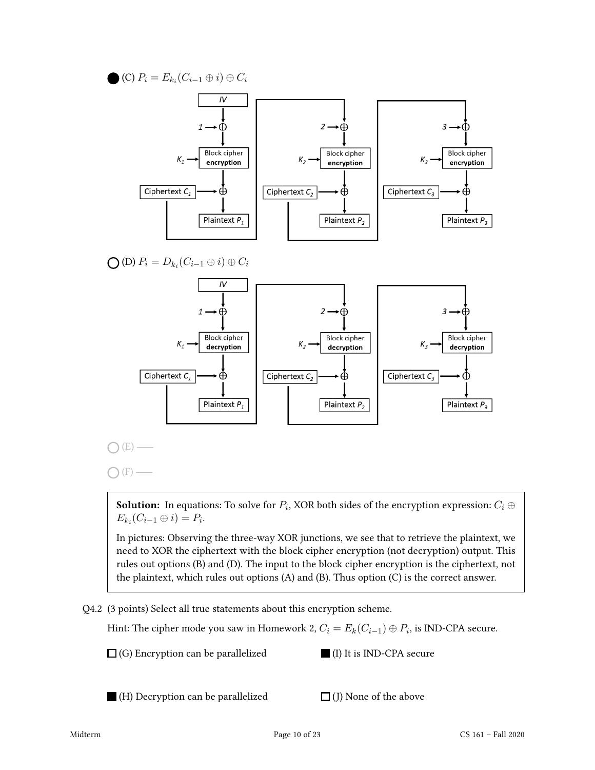● (C) $P_i = E_{k_i}(C_{i-1} \oplus i) \oplus C_i$

○ (D) $P_i = D_{k_i}(C_{i-1} \oplus i) \oplus C_i$

○ (E) ——

○ (F) ——

**Solution:** In equations: To solve for $P_i$, XOR both sides of the encryption expression: $C_i \oplus E_{k_i}(C_{i-1} \oplus i) = P_i$.

In pictures: Observing the three-way XOR junctions, we see that to retrieve the plaintext, we need to XOR the ciphertext with the block cipher encryption (not decryption) output. This rules out options (B) and (D). The input to the block cipher encryption is the ciphertext, not the plaintext, which rules out options (A) and (B). Thus option (C) is the correct answer.

Q4.2 (3 points) Select all true statements about this encryption scheme.

Hint: The cipher mode you saw in Homework 2, $C_i = E_k(C_{i-1}) \oplus P_i$, is IND-CPA secure.

☐ (G) Encryption can be parallelized

■ (H) Decryption can be parallelized

■ (I) It is IND-CPA secure

☐ (J) None of the above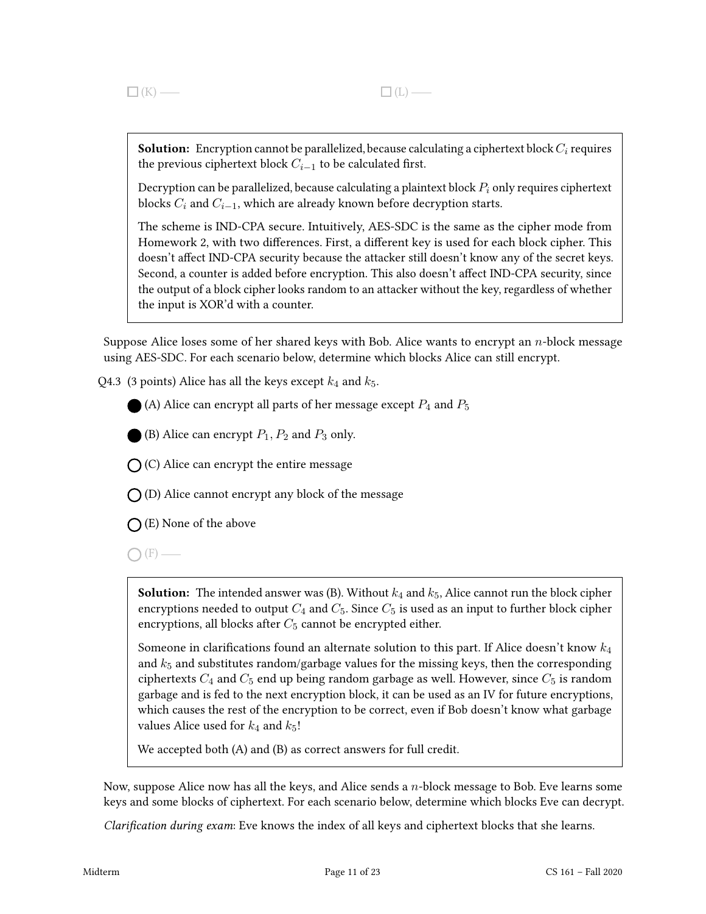☐ (K) ——  ☐ (L) ——

> **Solution:** Encryption cannot be parallelized, because calculating a ciphertext block $C_i$ requires the previous ciphertext block $C_{i-1}$ to be calculated first.
>
> Decryption can be parallelized, because calculating a plaintext block $P_i$ only requires ciphertext blocks $C_i$ and $C_{i-1}$, which are already known before decryption starts.
>
> The scheme is IND-CPA secure. Intuitively, AES-SDC is the same as the cipher mode from Homework 2, with two differences. First, a different key is used for each block cipher. This doesn't affect IND-CPA security because the attacker still doesn't know any of the secret keys. Second, a counter is added before encryption. This also doesn't affect IND-CPA security, since the output of a block cipher looks random to an attacker without the key, regardless of whether the input is XOR'd with a counter.

Suppose Alice loses some of her shared keys with Bob. Alice wants to encrypt an $n$-block message using AES-SDC. For each scenario below, determine which blocks Alice can still encrypt.

Q4.3 (3 points) Alice has all the keys except $k_4$ and $k_5$.

● (A) Alice can encrypt all parts of her message except $P_4$ and $P_5$

● (B) Alice can encrypt $P_1$, $P_2$ and $P_3$ only.

○ (C) Alice can encrypt the entire message

○ (D) Alice cannot encrypt any block of the message

○ (E) None of the above

○ (F) ——

> **Solution:** The intended answer was (B). Without $k_4$ and $k_5$, Alice cannot run the block cipher encryptions needed to output $C_4$ and $C_5$. Since $C_5$ is used as an input to further block cipher encryptions, all blocks after $C_5$ cannot be encrypted either.
>
> Someone in clarifications found an alternate solution to this part. If Alice doesn't know $k_4$ and $k_5$ and substitutes random/garbage values for the missing keys, then the corresponding ciphertexts $C_4$ and $C_5$ end up being random garbage as well. However, since $C_5$ is random garbage and is fed to the next encryption block, it can be used as an IV for future encryptions, which causes the rest of the encryption to be correct, even if Bob doesn't know what garbage values Alice used for $k_4$ and $k_5$!
>
> We accepted both (A) and (B) as correct answers for full credit.

Now, suppose Alice now has all the keys, and Alice sends a $n$-block message to Bob. Eve learns some keys and some blocks of ciphertext. For each scenario below, determine which blocks Eve can decrypt.

*Clarification during exam*: Eve knows the index of all keys and ciphertext blocks that she learns.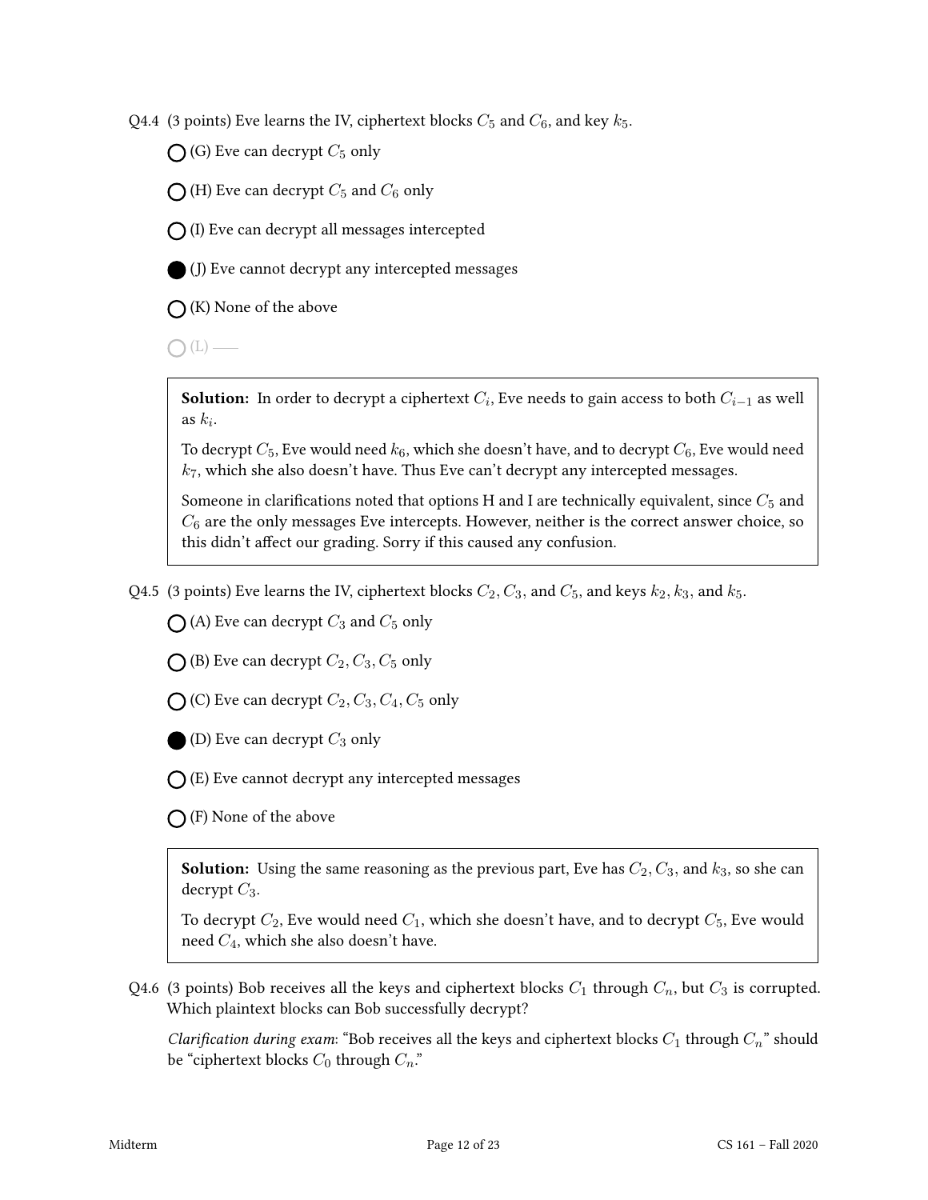Q4.4 (3 points) Eve learns the IV, ciphertext blocks $C_5$ and $C_6$, and key $k_5$.

- ◯ (G) Eve can decrypt $C_5$ only
- ◯ (H) Eve can decrypt $C_5$ and $C_6$ only
- ◯ (I) Eve can decrypt all messages intercepted
- ● (J) Eve cannot decrypt any intercepted messages
- ◯ (K) None of the above
- ◯ (L) ——

> **Solution:** In order to decrypt a ciphertext $C_i$, Eve needs to gain access to both $C_{i-1}$ as well as $k_i$.
>
> To decrypt $C_5$, Eve would need $k_6$, which she doesn't have, and to decrypt $C_6$, Eve would need $k_7$, which she also doesn't have. Thus Eve can't decrypt any intercepted messages.
>
> Someone in clarifications noted that options H and I are technically equivalent, since $C_5$ and $C_6$ are the only messages Eve intercepts. However, neither is the correct answer choice, so this didn't affect our grading. Sorry if this caused any confusion.

Q4.5 (3 points) Eve learns the IV, ciphertext blocks $C_2, C_3$, and $C_5$, and keys $k_2, k_3$, and $k_5$.

- ◯ (A) Eve can decrypt $C_3$ and $C_5$ only
- ◯ (B) Eve can decrypt $C_2, C_3, C_5$ only
- ◯ (C) Eve can decrypt $C_2, C_3, C_4, C_5$ only
- ● (D) Eve can decrypt $C_3$ only
- ◯ (E) Eve cannot decrypt any intercepted messages
- ◯ (F) None of the above

> **Solution:** Using the same reasoning as the previous part, Eve has $C_2, C_3$, and $k_3$, so she can decrypt $C_3$.
>
> To decrypt $C_2$, Eve would need $C_1$, which she doesn't have, and to decrypt $C_5$, Eve would need $C_4$, which she also doesn't have.

Q4.6 (3 points) Bob receives all the keys and ciphertext blocks $C_1$ through $C_n$, but $C_3$ is corrupted. Which plaintext blocks can Bob successfully decrypt?

*Clarification during exam*: "Bob receives all the keys and ciphertext blocks $C_1$ through $C_n$" should be "ciphertext blocks $C_0$ through $C_n$."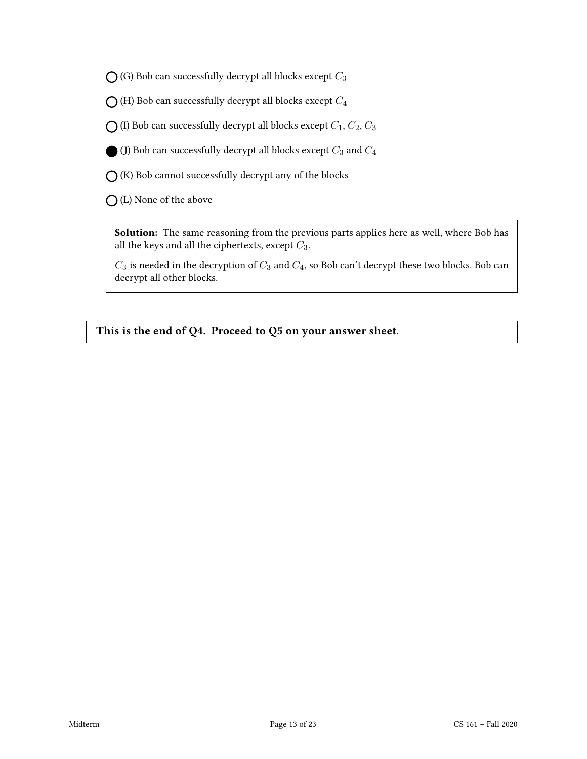- ◯ (G) Bob can successfully decrypt all blocks except $C_3$
- ◯ (H) Bob can successfully decrypt all blocks except $C_4$
- ◯ (I) Bob can successfully decrypt all blocks except $C_1$, $C_2$, $C_3$
- ● (J) Bob can successfully decrypt all blocks except $C_3$ and $C_4$
- ◯ (K) Bob cannot successfully decrypt any of the blocks
- ◯ (L) None of the above

**Solution:** The same reasoning from the previous parts applies here as well, where Bob has all the keys and all the ciphertexts, except $C_3$.

$C_3$ is needed in the decryption of $C_3$ and $C_4$, so Bob can't decrypt these two blocks. Bob can decrypt all other blocks.

**This is the end of Q4. Proceed to Q5 on your answer sheet.**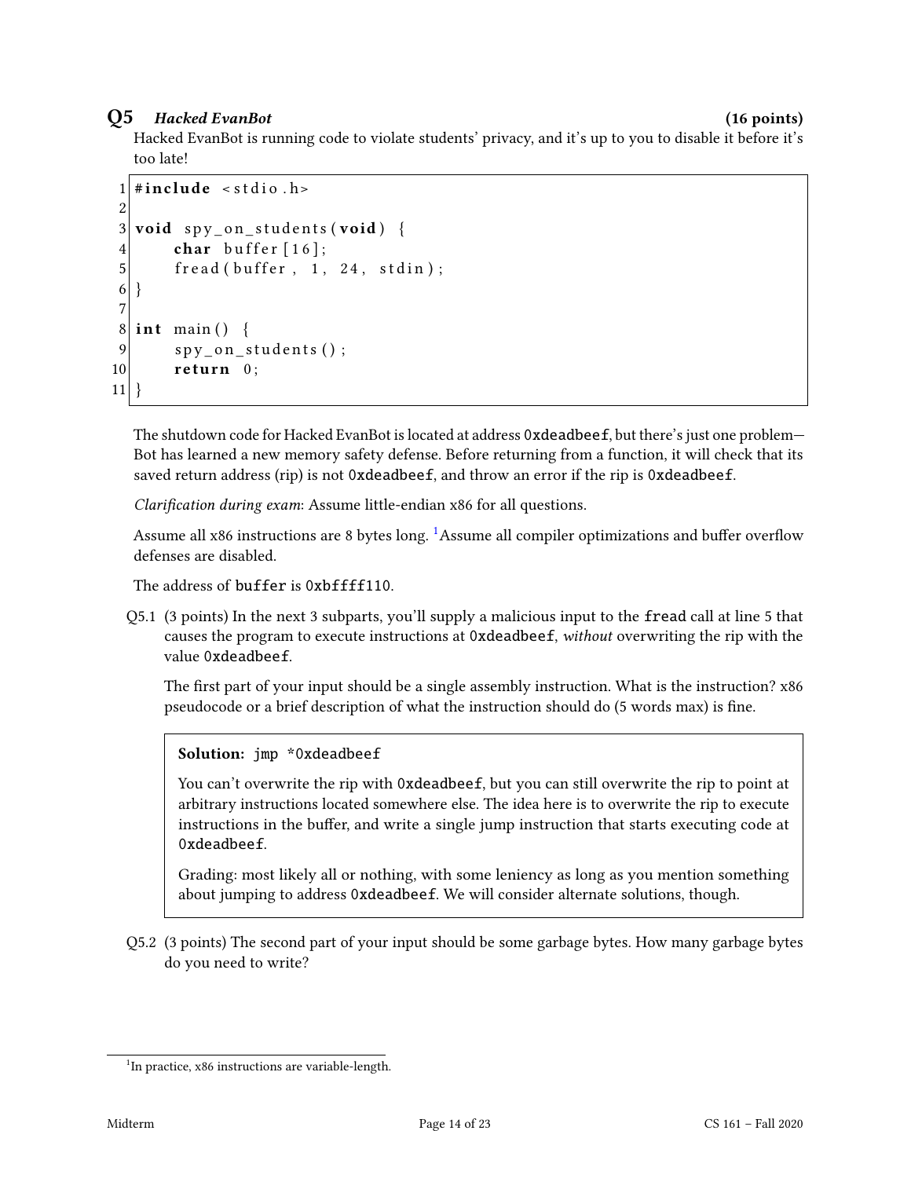## Q5 *Hacked EvanBot* (16 points)

Hacked EvanBot is running code to violate students' privacy, and it's up to you to disable it before it's too late!

```
1  #include <stdio.h>
2
3  void spy_on_students(void) {
4      char buffer[16];
5      fread(buffer, 1, 24, stdin);
6  }
7
8  int main() {
9      spy_on_students();
10     return 0;
11 }
```

The shutdown code for Hacked EvanBot is located at address `0xdeadbeef`, but there's just one problem—Bot has learned a new memory safety defense. Before returning from a function, it will check that its saved return address (rip) is not `0xdeadbeef`, and throw an error if the rip is `0xdeadbeef`.

*Clarification during exam*: Assume little-endian x86 for all questions.

Assume all x86 instructions are 8 bytes long. [1] Assume all compiler optimizations and buffer overflow defenses are disabled.

The address of `buffer` is `0xbffff110`.

Q5.1 (3 points) In the next 3 subparts, you'll supply a malicious input to the `fread` call at line 5 that causes the program to execute instructions at `0xdeadbeef`, *without* overwriting the rip with the value `0xdeadbeef`.

The first part of your input should be a single assembly instruction. What is the instruction? x86 pseudocode or a brief description of what the instruction should do (5 words max) is fine.

> **Solution:** `jmp *0xdeadbeef`
>
> You can't overwrite the rip with `0xdeadbeef`, but you can still overwrite the rip to point at arbitrary instructions located somewhere else. The idea here is to overwrite the rip to execute instructions in the buffer, and write a single jump instruction that starts executing code at `0xdeadbeef`.
>
> Grading: most likely all or nothing, with some leniency as long as you mention something about jumping to address `0xdeadbeef`. We will consider alternate solutions, though.

Q5.2 (3 points) The second part of your input should be some garbage bytes. How many garbage bytes do you need to write?

[1] In practice, x86 instructions are variable-length.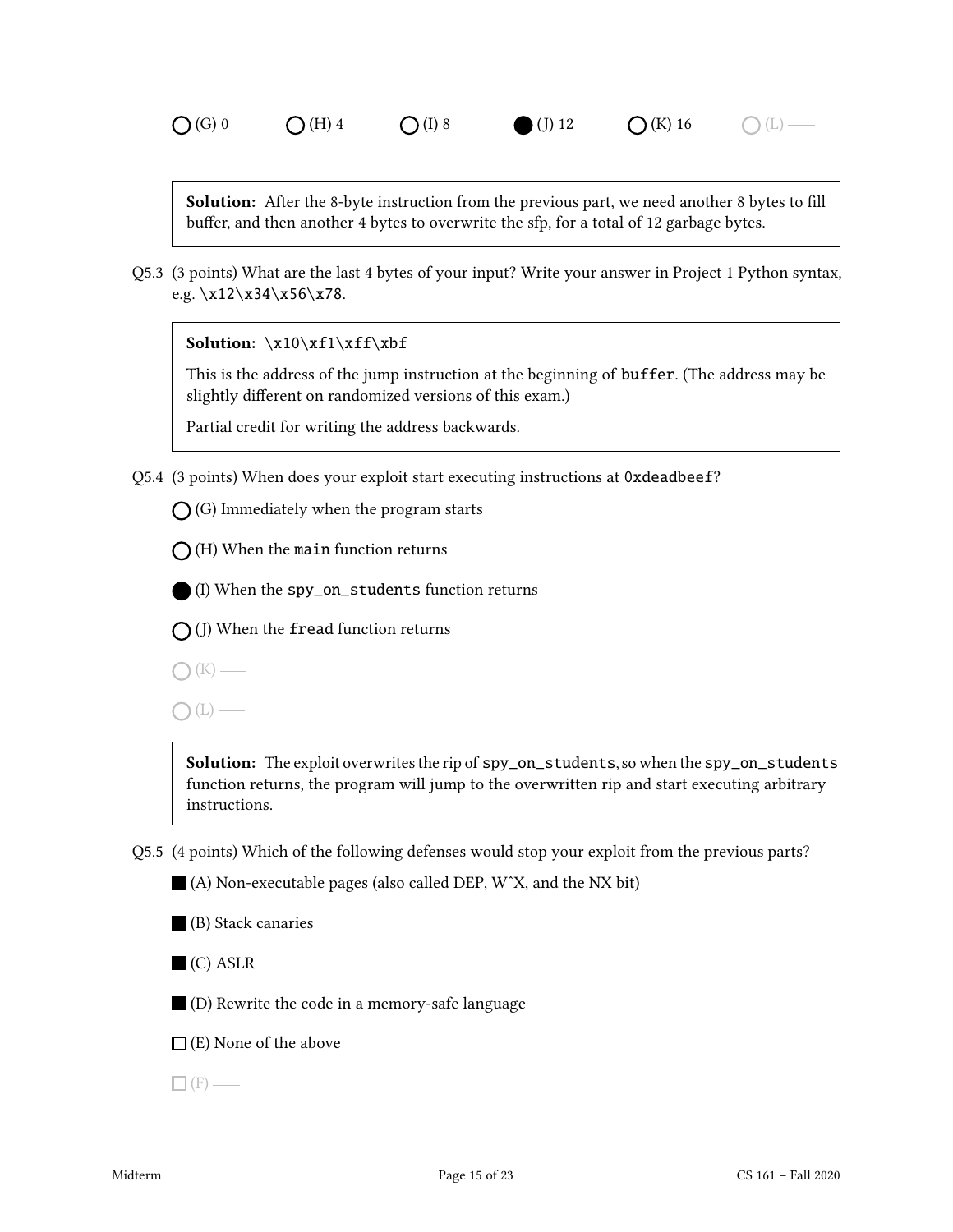○ (G) 0 ○ (H) 4 ○ (I) 8 ● (J) 12 ○ (K) 16 ○ (L) ——

> **Solution:** After the 8-byte instruction from the previous part, we need another 8 bytes to fill buffer, and then another 4 bytes to overwrite the sfp, for a total of 12 garbage bytes.

Q5.3 (3 points) What are the last 4 bytes of your input? Write your answer in Project 1 Python syntax, e.g. `\x12\x34\x56\x78`.

> **Solution:** `\x10\xf1\xff\xbf`
>
> This is the address of the jump instruction at the beginning of `buffer`. (The address may be slightly different on randomized versions of this exam.)
>
> Partial credit for writing the address backwards.

Q5.4 (3 points) When does your exploit start executing instructions at `0xdeadbeef`?

○ (G) Immediately when the program starts

○ (H) When the `main` function returns

● (I) When the `spy_on_students` function returns

○ (J) When the `fread` function returns

○ (K) ——

○ (L) ——

> **Solution:** The exploit overwrites the rip of `spy_on_students`, so when the `spy_on_students` function returns, the program will jump to the overwritten rip and start executing arbitrary instructions.

Q5.5 (4 points) Which of the following defenses would stop your exploit from the previous parts?

■ (A) Non-executable pages (also called DEP, WˆX, and the NX bit)

■ (B) Stack canaries

■ (C) ASLR

■ (D) Rewrite the code in a memory-safe language

□ (E) None of the above

□ (F) ——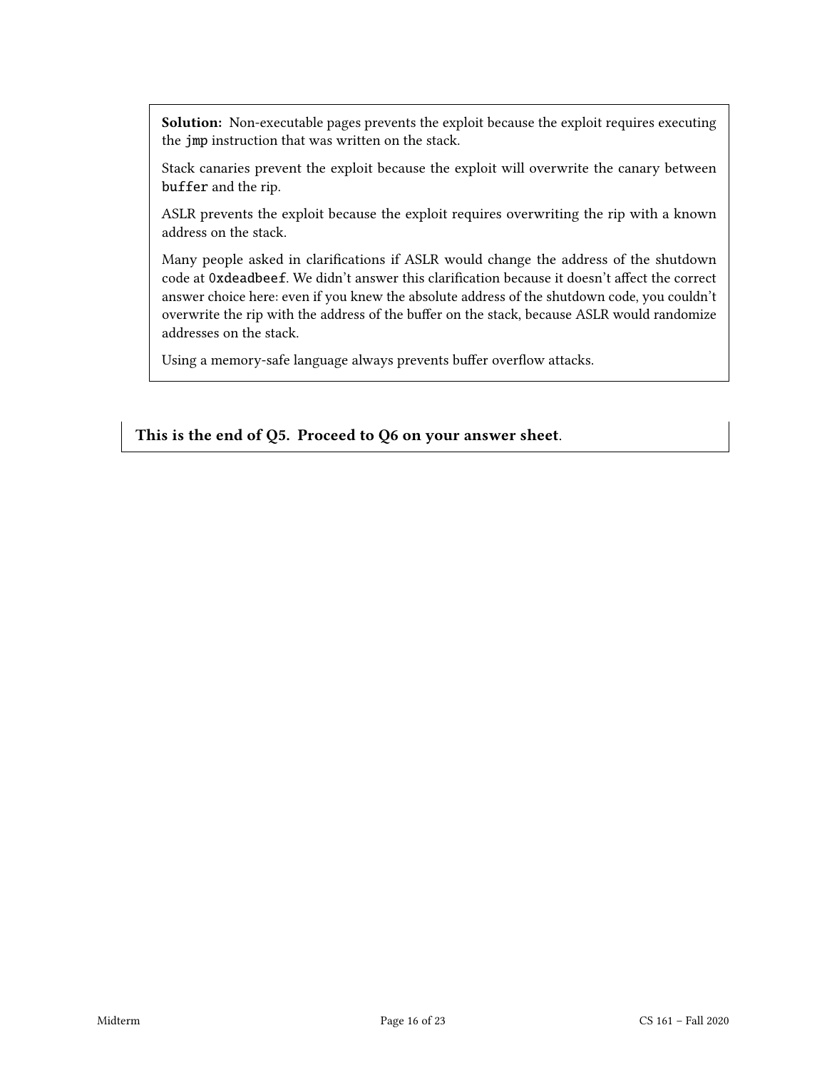**Solution:** Non-executable pages prevents the exploit because the exploit requires executing the `jmp` instruction that was written on the stack.

Stack canaries prevent the exploit because the exploit will overwrite the canary between `buffer` and the rip.

ASLR prevents the exploit because the exploit requires overwriting the rip with a known address on the stack.

Many people asked in clarifications if ASLR would change the address of the shutdown code at `0xdeadbeef`. We didn't answer this clarification because it doesn't affect the correct answer choice here: even if you knew the absolute address of the shutdown code, you couldn't overwrite the rip with the address of the buffer on the stack, because ASLR would randomize addresses on the stack.

Using a memory-safe language always prevents buffer overflow attacks.

**This is the end of Q5. Proceed to Q6 on your answer sheet**.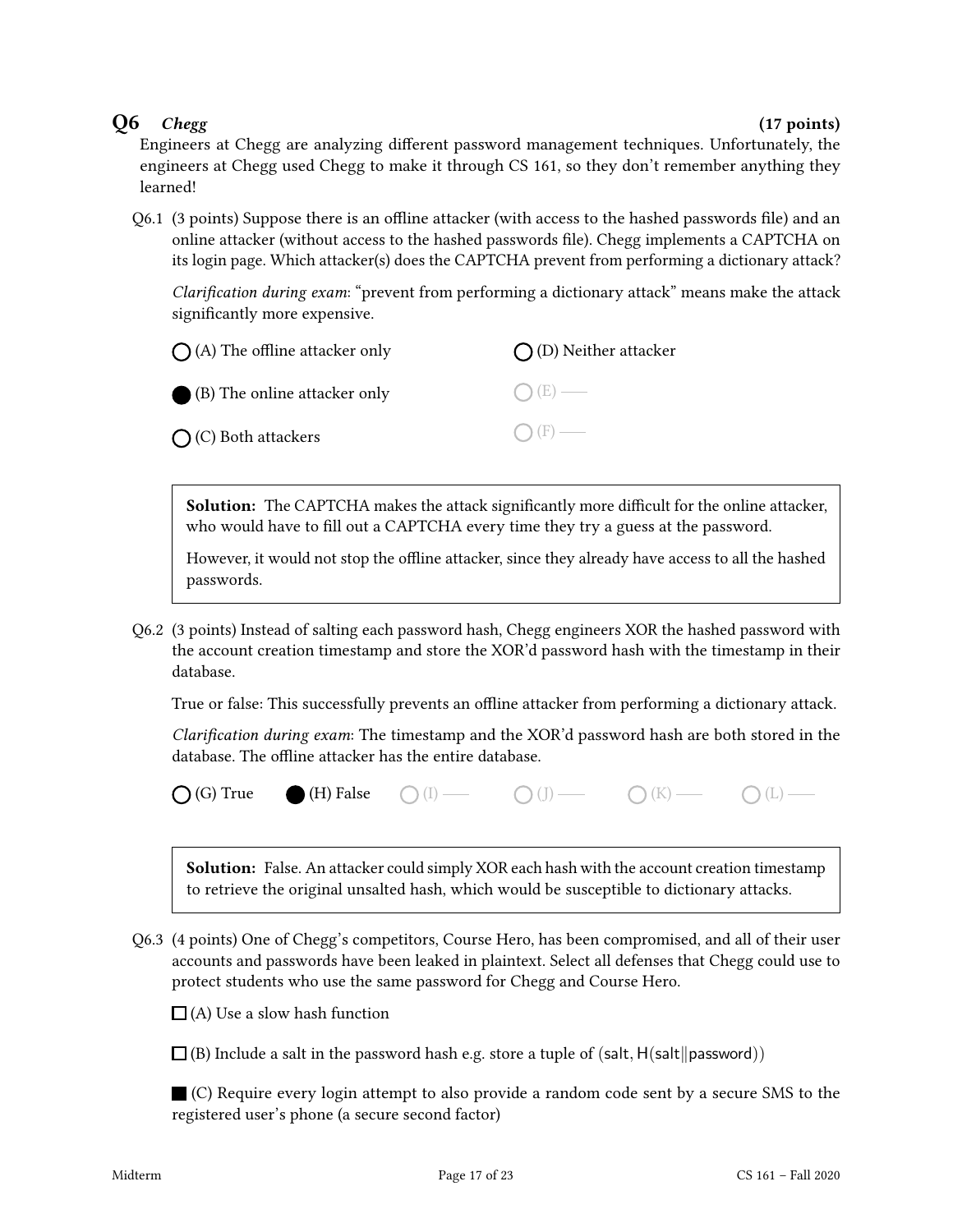## Q6 *Chegg* (17 points)

Engineers at Chegg are analyzing different password management techniques. Unfortunately, the engineers at Chegg used Chegg to make it through CS 161, so they don't remember anything they learned!

Q6.1 (3 points) Suppose there is an offline attacker (with access to the hashed passwords file) and an online attacker (without access to the hashed passwords file). Chegg implements a CAPTCHA on its login page. Which attacker(s) does the CAPTCHA prevent from performing a dictionary attack?

*Clarification during exam*: "prevent from performing a dictionary attack" means make the attack significantly more expensive.

- ○ (A) The offline attacker only
- ● (B) The online attacker only
- ○ (C) Both attackers
- ○ (D) Neither attacker
- ○ (E) —
- ○ (F) —

> **Solution:** The CAPTCHA makes the attack significantly more difficult for the online attacker, who would have to fill out a CAPTCHA every time they try a guess at the password.
>
> However, it would not stop the offline attacker, since they already have access to all the hashed passwords.

Q6.2 (3 points) Instead of salting each password hash, Chegg engineers XOR the hashed password with the account creation timestamp and store the XOR'd password hash with the timestamp in their database.

True or false: This successfully prevents an offline attacker from performing a dictionary attack.

*Clarification during exam*: The timestamp and the XOR'd password hash are both stored in the database. The offline attacker has the entire database.

○ (G) True ● (H) False ○ (I) — ○ (J) — ○ (K) — ○ (L) —

> **Solution:** False. An attacker could simply XOR each hash with the account creation timestamp to retrieve the original unsalted hash, which would be susceptible to dictionary attacks.

Q6.3 (4 points) One of Chegg's competitors, Course Hero, has been compromised, and all of their user accounts and passwords have been leaked in plaintext. Select all defenses that Chegg could use to protect students who use the same password for Chegg and Course Hero.

☐ (A) Use a slow hash function

☐ (B) Include a salt in the password hash e.g. store a tuple of $(\mathsf{salt}, \mathsf{H}(\mathsf{salt} \| \mathsf{password}))$

■ (C) Require every login attempt to also provide a random code sent by a secure SMS to the registered user's phone (a secure second factor)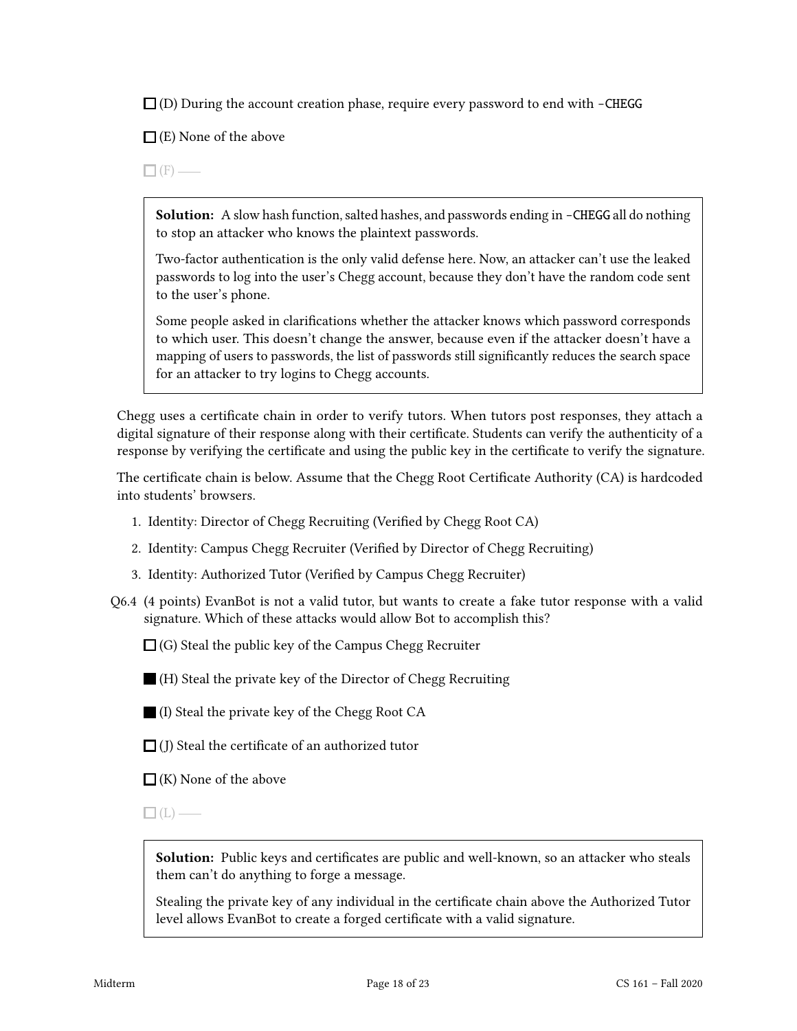☐ (D) During the account creation phase, require every password to end with `-CHEGG`

☐ (E) None of the above

☐ (F) ——

> **Solution:** A slow hash function, salted hashes, and passwords ending in `-CHEGG` all do nothing to stop an attacker who knows the plaintext passwords.
>
> Two-factor authentication is the only valid defense here. Now, an attacker can't use the leaked passwords to log into the user's Chegg account, because they don't have the random code sent to the user's phone.
>
> Some people asked in clarifications whether the attacker knows which password corresponds to which user. This doesn't change the answer, because even if the attacker doesn't have a mapping of users to passwords, the list of passwords still significantly reduces the search space for an attacker to try logins to Chegg accounts.

Chegg uses a certificate chain in order to verify tutors. When tutors post responses, they attach a digital signature of their response along with their certificate. Students can verify the authenticity of a response by verifying the certificate and using the public key in the certificate to verify the signature.

The certificate chain is below. Assume that the Chegg Root Certificate Authority (CA) is hardcoded into students' browsers.

1. Identity: Director of Chegg Recruiting (Verified by Chegg Root CA)
2. Identity: Campus Chegg Recruiter (Verified by Director of Chegg Recruiting)
3. Identity: Authorized Tutor (Verified by Campus Chegg Recruiter)

Q6.4 (4 points) EvanBot is not a valid tutor, but wants to create a fake tutor response with a valid signature. Which of these attacks would allow Bot to accomplish this?

☐ (G) Steal the public key of the Campus Chegg Recruiter

■ (H) Steal the private key of the Director of Chegg Recruiting

■ (I) Steal the private key of the Chegg Root CA

☐ (J) Steal the certificate of an authorized tutor

☐ (K) None of the above

☐ (L) ——

> **Solution:** Public keys and certificates are public and well-known, so an attacker who steals them can't do anything to forge a message.
>
> Stealing the private key of any individual in the certificate chain above the Authorized Tutor level allows EvanBot to create a forged certificate with a valid signature.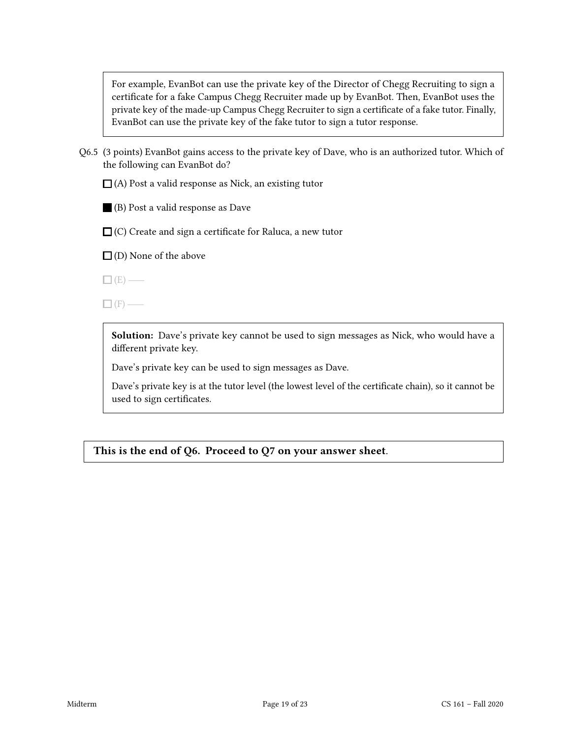For example, EvanBot can use the private key of the Director of Chegg Recruiting to sign a certificate for a fake Campus Chegg Recruiter made up by EvanBot. Then, EvanBot uses the private key of the made-up Campus Chegg Recruiter to sign a certificate of a fake tutor. Finally, EvanBot can use the private key of the fake tutor to sign a tutor response.

Q6.5 (3 points) EvanBot gains access to the private key of Dave, who is an authorized tutor. Which of the following can EvanBot do?

☐ (A) Post a valid response as Nick, an existing tutor

■ (B) Post a valid response as Dave

☐ (C) Create and sign a certificate for Raluca, a new tutor

☐ (D) None of the above

☐ (E) ——

☐ (F) ——

**Solution:** Dave's private key cannot be used to sign messages as Nick, who would have a different private key.

Dave's private key can be used to sign messages as Dave.

Dave's private key is at the tutor level (the lowest level of the certificate chain), so it cannot be used to sign certificates.

**This is the end of Q6. Proceed to Q7 on your answer sheet**.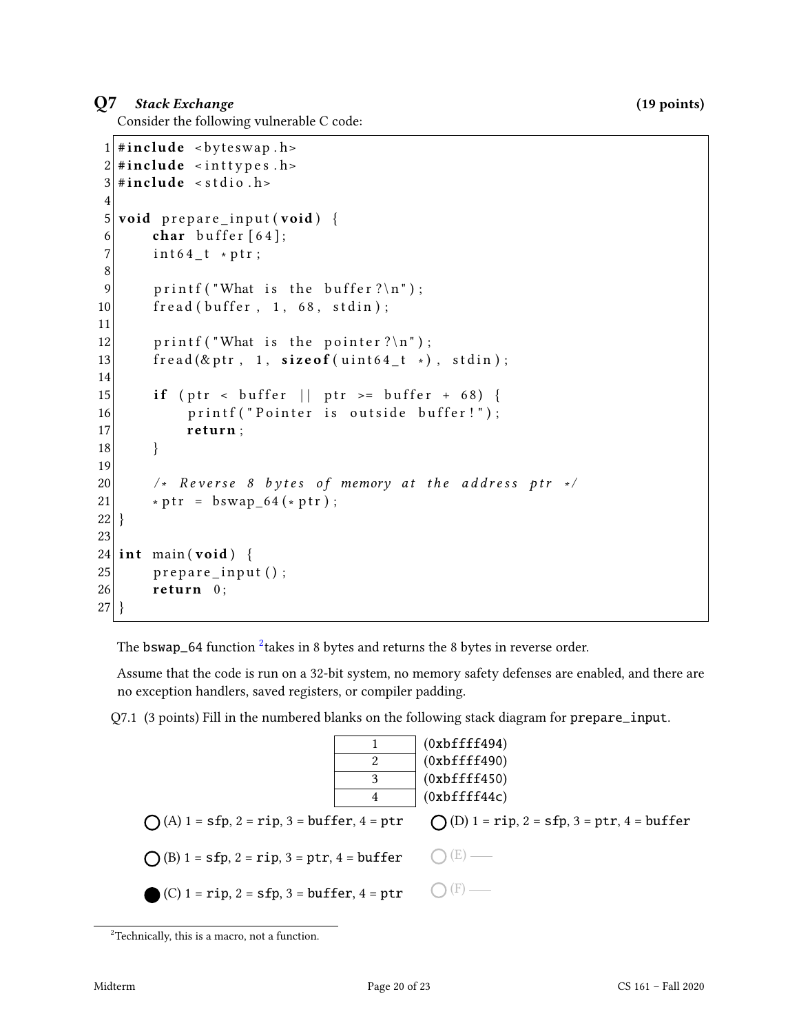## Q7 *Stack Exchange* **(19 points)**

Consider the following vulnerable C code:

```
1  #include <byteswap.h>
2  #include <inttypes.h>
3  #include <stdio.h>
4
5  void prepare_input(void) {
6      char buffer[64];
7      int64_t *ptr;
8
9      printf("What is the buffer?\n");
10     fread(buffer, 1, 68, stdin);
11
12     printf("What is the pointer?\n");
13     fread(&ptr, 1, sizeof(uint64_t *), stdin);
14
15     if (ptr < buffer || ptr >= buffer + 68) {
16         printf("Pointer is outside buffer!");
17         return;
18     }
19
20     /* Reverse 8 bytes of memory at the address ptr */
21     *ptr = bswap_64(*ptr);
22 }
23
24 int main(void) {
25     prepare_input();
26     return 0;
27 }
```

The `bswap_64` function [2] takes in 8 bytes and returns the 8 bytes in reverse order.

Assume that the code is run on a 32-bit system, no memory safety defenses are enabled, and there are no exception handlers, saved registers, or compiler padding.

Q7.1 (3 points) Fill in the numbered blanks on the following stack diagram for `prepare_input`.

| | |
|---|---|
| 1 | (0xbffff494) |
| 2 | (0xbffff490) |
| 3 | (0xbffff450) |
| 4 | (0xbffff44c) |

- ◯ (A) 1 = `sfp`, 2 = `rip`, 3 = `buffer`, 4 = `ptr`
- ◯ (B) 1 = `sfp`, 2 = `rip`, 3 = `ptr`, 4 = `buffer`
- ● (C) 1 = `rip`, 2 = `sfp`, 3 = `buffer`, 4 = `ptr`
- ◯ (D) 1 = `rip`, 2 = `sfp`, 3 = `ptr`, 4 = `buffer`
- ◯ (E) ——
- ◯ (F) ——

[2] Technically, this is a macro, not a function.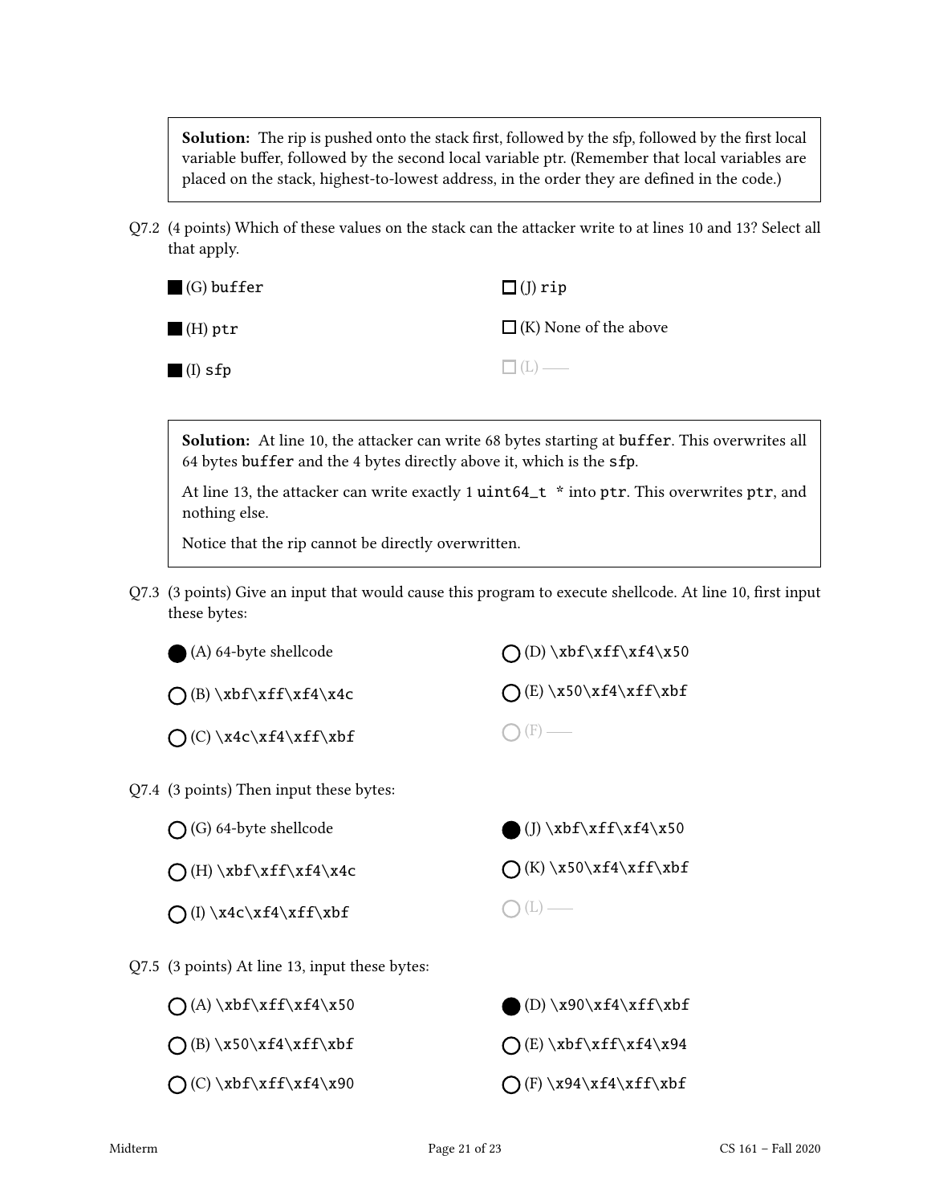**Solution:** The rip is pushed onto the stack first, followed by the sfp, followed by the first local variable buffer, followed by the second local variable ptr. (Remember that local variables are placed on the stack, highest-to-lowest address, in the order they are defined in the code.)

Q7.2 (4 points) Which of these values on the stack can the attacker write to at lines 10 and 13? Select all that apply.

■ (G) `buffer`

■ (H) `ptr`

■ (I) `sfp`

□ (J) `rip`

□ (K) None of the above

□ (L) ——

**Solution:** At line 10, the attacker can write 68 bytes starting at `buffer`. This overwrites all 64 bytes `buffer` and the 4 bytes directly above it, which is the `sfp`.

At line 13, the attacker can write exactly 1 `uint64_t *` into `ptr`. This overwrites `ptr`, and nothing else.

Notice that the rip cannot be directly overwritten.

Q7.3 (3 points) Give an input that would cause this program to execute shellcode. At line 10, first input these bytes:

● (A) 64-byte shellcode

○ (B) `\xbf\xff\xf4\x4c`

○ (C) `\x4c\xf4\xff\xbf`

○ (D) `\xbf\xff\xf4\x50`

○ (E) `\x50\xf4\xff\xbf`

○ (F) ——

Q7.4 (3 points) Then input these bytes:

○ (G) 64-byte shellcode

○ (H) `\xbf\xff\xf4\x4c`

○ (I) `\x4c\xf4\xff\xbf`

● (J) `\xbf\xff\xf4\x50`

○ (K) `\x50\xf4\xff\xbf`

○ (L) ——

Q7.5 (3 points) At line 13, input these bytes:

○ (A) `\xbf\xff\xf4\x50`

○ (B) `\x50\xf4\xff\xbf`

○ (C) `\xbf\xff\xf4\x90`

● (D) `\x90\xf4\xff\xbf`

○ (E) `\xbf\xff\xf4\x94`

○ (F) `\x94\xf4\xff\xbf`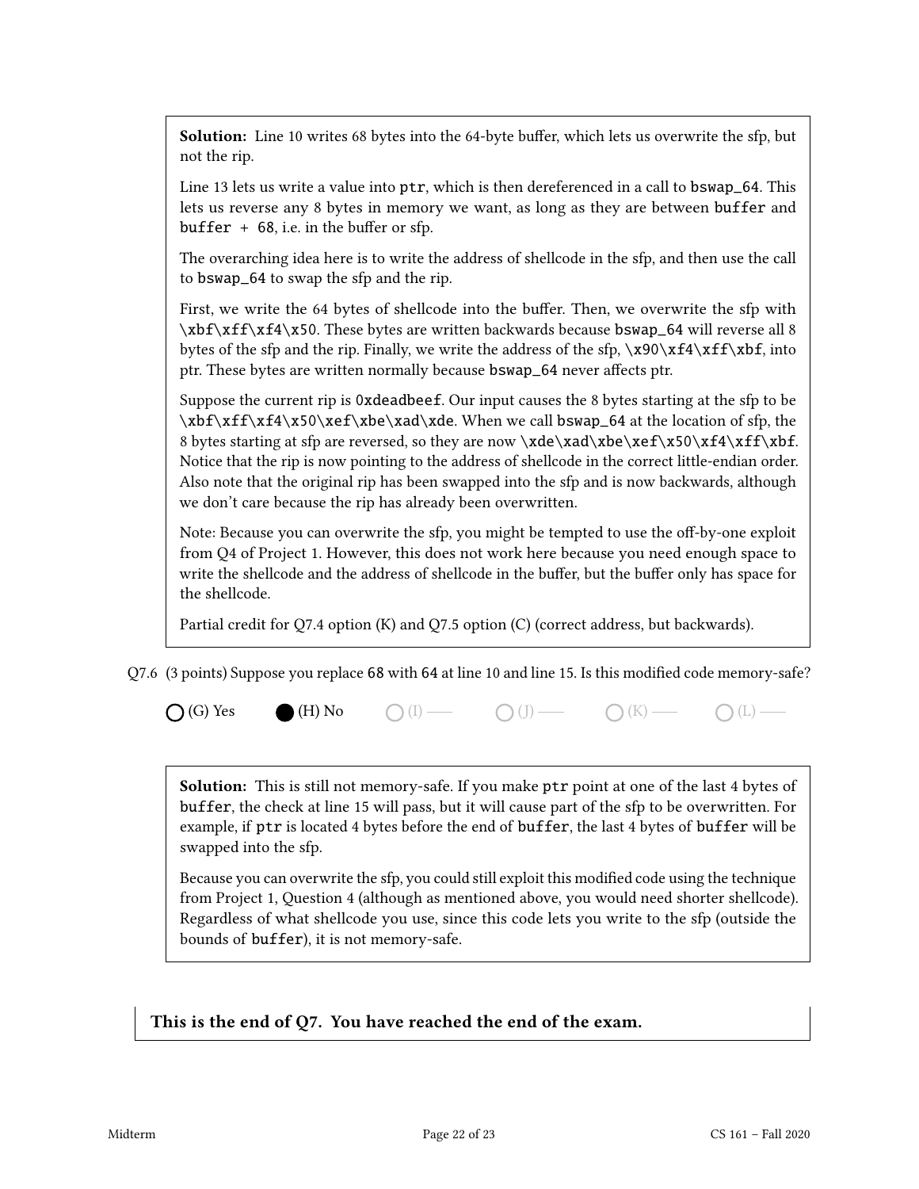**Solution:** Line 10 writes 68 bytes into the 64-byte buffer, which lets us overwrite the sfp, but not the rip.

Line 13 lets us write a value into `ptr`, which is then dereferenced in a call to `bswap_64`. This lets us reverse any 8 bytes in memory we want, as long as they are between `buffer` and `buffer + 68`, i.e. in the buffer or sfp.

The overarching idea here is to write the address of shellcode in the sfp, and then use the call to `bswap_64` to swap the sfp and the rip.

First, we write the 64 bytes of shellcode into the buffer. Then, we overwrite the sfp with `\xbf\xff\xf4\x50`. These bytes are written backwards because `bswap_64` will reverse all 8 bytes of the sfp and the rip. Finally, we write the address of the sfp, `\x90\xf4\xff\xbf`, into ptr. These bytes are written normally because `bswap_64` never affects ptr.

Suppose the current rip is `0xdeadbeef`. Our input causes the 8 bytes starting at the sfp to be `\xbf\xff\xf4\x50\xef\xbe\xad\xde`. When we call `bswap_64` at the location of sfp, the 8 bytes starting at sfp are reversed, so they are now `\xde\xad\xbe\xef\x50\xf4\xff\xbf`. Notice that the rip is now pointing to the address of shellcode in the correct little-endian order. Also note that the original rip has been swapped into the sfp and is now backwards, although we don't care because the rip has already been overwritten.

Note: Because you can overwrite the sfp, you might be tempted to use the off-by-one exploit from Q4 of Project 1. However, this does not work here because you need enough space to write the shellcode and the address of shellcode in the buffer, but the buffer only has space for the shellcode.

Partial credit for Q7.4 option (K) and Q7.5 option (C) (correct address, but backwards).

Q7.6 (3 points) Suppose you replace `68` with `64` at line 10 and line 15. Is this modified code memory-safe?

- ○ (G) Yes
- ● (H) No
- ○ (I) —
- ○ (J) —
- ○ (K) —
- ○ (L) —

**Solution:** This is still not memory-safe. If you make `ptr` point at one of the last 4 bytes of `buffer`, the check at line 15 will pass, but it will cause part of the sfp to be overwritten. For example, if `ptr` is located 4 bytes before the end of `buffer`, the last 4 bytes of `buffer` will be swapped into the sfp.

Because you can overwrite the sfp, you could still exploit this modified code using the technique from Project 1, Question 4 (although as mentioned above, you would need shorter shellcode). Regardless of what shellcode you use, since this code lets you write to the sfp (outside the bounds of `buffer`), it is not memory-safe.

**This is the end of Q7. You have reached the end of the exam.**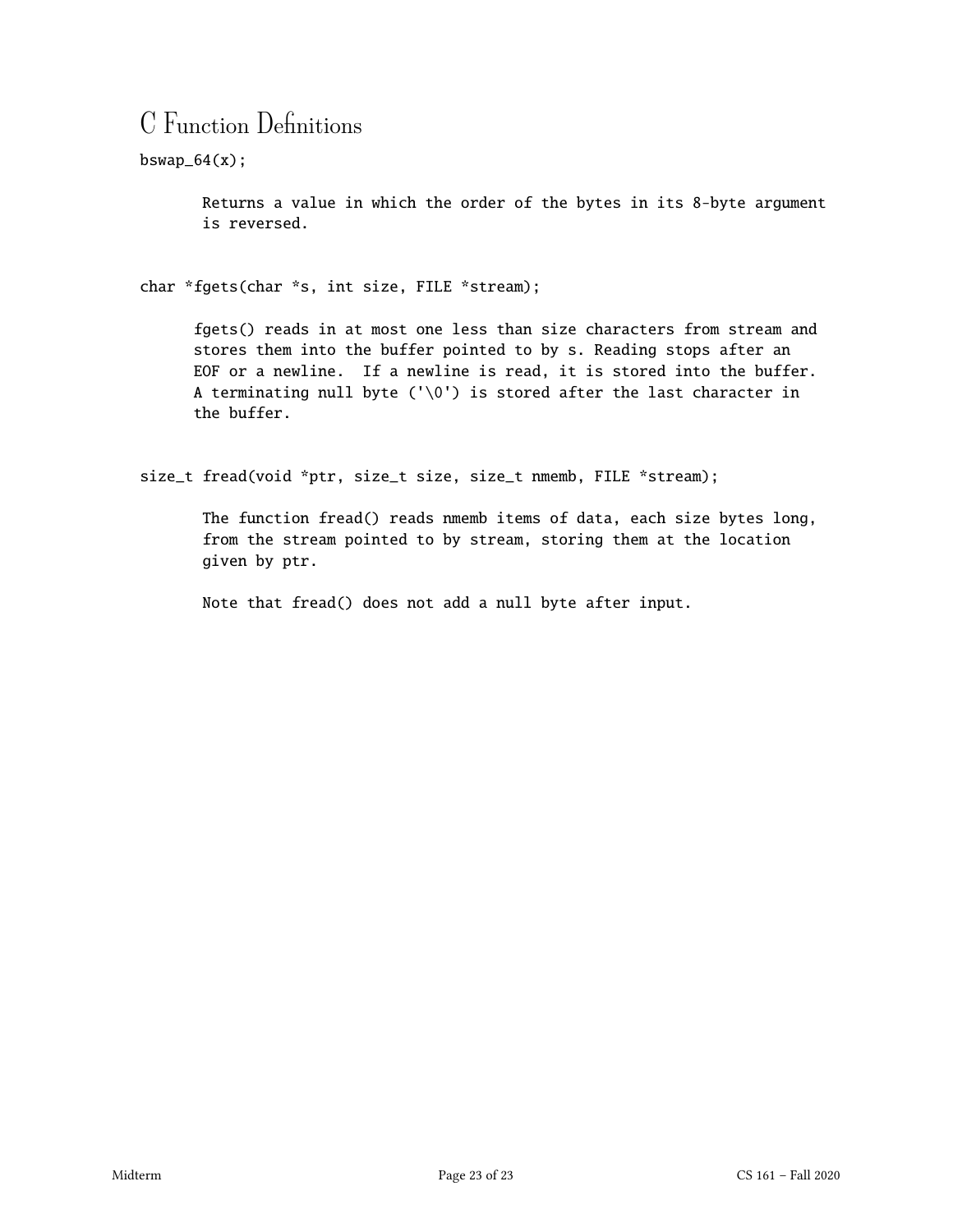# C Function Definitions

```
bswap_64(x);

       Returns a value in which the order of the bytes in its 8-byte argument
       is reversed.
```

```
char *fgets(char *s, int size, FILE *stream);

      fgets() reads in at most one less than size characters from stream and
      stores them into the buffer pointed to by s. Reading stops after an
      EOF or a newline.  If a newline is read, it is stored into the buffer.
      A terminating null byte ('\0') is stored after the last character in
      the buffer.
```

```
size_t fread(void *ptr, size_t size, size_t nmemb, FILE *stream);

       The function fread() reads nmemb items of data, each size bytes long,
       from the stream pointed to by stream, storing them at the location
       given by ptr.

       Note that fread() does not add a null byte after input.
```